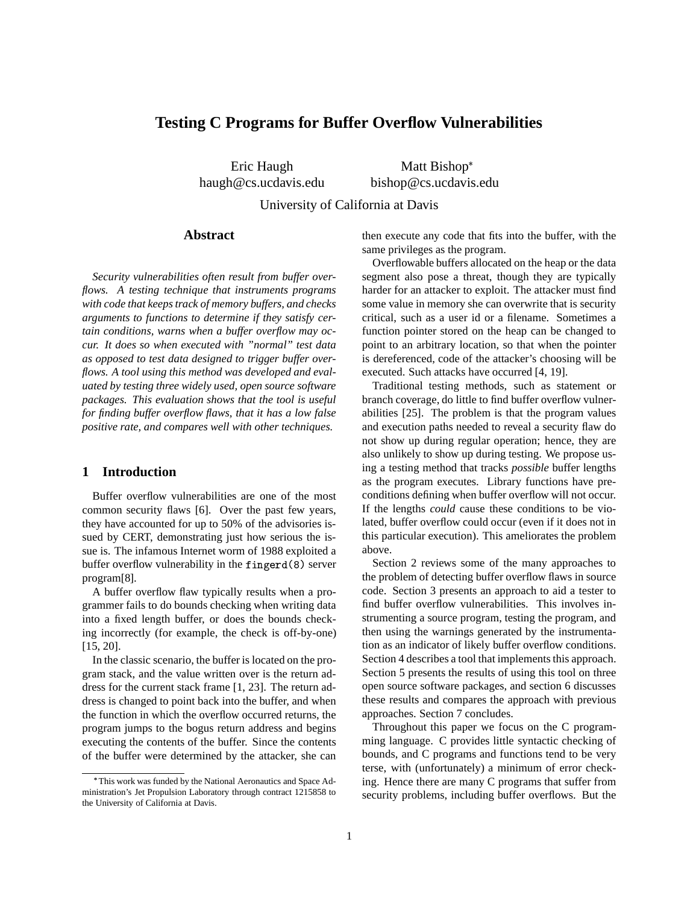# Testing C Programs for Buffer Overflow Vulnerabilities

Eric Haugh
haugh@cs.ucdavis.edu

Matt Bishop*
bishop@cs.ucdavis.edu

University of California at Davis

## Abstract

*Security vulnerabilities often result from buffer overflows. A testing technique that instruments programs with code that keeps track of memory buffers, and checks arguments to functions to determine if they satisfy certain conditions, warns when a buffer overflow may occur. It does so when executed with "normal" test data as opposed to test data designed to trigger buffer overflows. A tool using this method was developed and evaluated by testing three widely used, open source software packages. This evaluation shows that the tool is useful for finding buffer overflow flaws, that it has a low false positive rate, and compares well with other techniques.*

## 1 Introduction

Buffer overflow vulnerabilities are one of the most common security flaws [6]. Over the past few years, they have accounted for up to 50% of the advisories issued by CERT, demonstrating just how serious the issue is. The infamous Internet worm of 1988 exploited a buffer overflow vulnerability in the `fingerd(8)` server program[8].

A buffer overflow flaw typically results when a programmer fails to do bounds checking when writing data into a fixed length buffer, or does the bounds checking incorrectly (for example, the check is off-by-one) [15, 20].

In the classic scenario, the buffer is located on the program stack, and the value written over is the return address for the current stack frame [1, 23]. The return address is changed to point back into the buffer, and when the function in which the overflow occurred returns, the program jumps to the bogus return address and begins executing the contents of the buffer. Since the contents of the buffer were determined by the attacker, she can then execute any code that fits into the buffer, with the same privileges as the program.

Overflowable buffers allocated on the heap or the data segment also pose a threat, though they are typically harder for an attacker to exploit. The attacker must find some value in memory she can overwrite that is security critical, such as a user id or a filename. Sometimes a function pointer stored on the heap can be changed to point to an arbitrary location, so that when the pointer is dereferenced, code of the attacker's choosing will be executed. Such attacks have occurred [4, 19].

Traditional testing methods, such as statement or branch coverage, do little to find buffer overflow vulnerabilities [25]. The problem is that the program values and execution paths needed to reveal a security flaw do not show up during regular operation; hence, they are also unlikely to show up during testing. We propose using a testing method that tracks *possible* buffer lengths as the program executes. Library functions have preconditions defining when buffer overflow will not occur. If the lengths *could* cause these conditions to be violated, buffer overflow could occur (even if it does not in this particular execution). This ameliorates the problem above.

Section 2 reviews some of the many approaches to the problem of detecting buffer overflow flaws in source code. Section 3 presents an approach to aid a tester to find buffer overflow vulnerabilities. This involves instrumenting a source program, testing the program, and then using the warnings generated by the instrumentation as an indicator of likely buffer overflow conditions. Section 4 describes a tool that implements this approach. Section 5 presents the results of using this tool on three open source software packages, and section 6 discusses these results and compares the approach with previous approaches. Section 7 concludes.

Throughout this paper we focus on the C programming language. C provides little syntactic checking of bounds, and C programs and functions tend to be very terse, with (unfortunately) a minimum of error checking. Hence there are many C programs that suffer from security problems, including buffer overflows. But the

*This work was funded by the National Aeronautics and Space Administration's Jet Propulsion Laboratory through contract 1215858 to the University of California at Davis.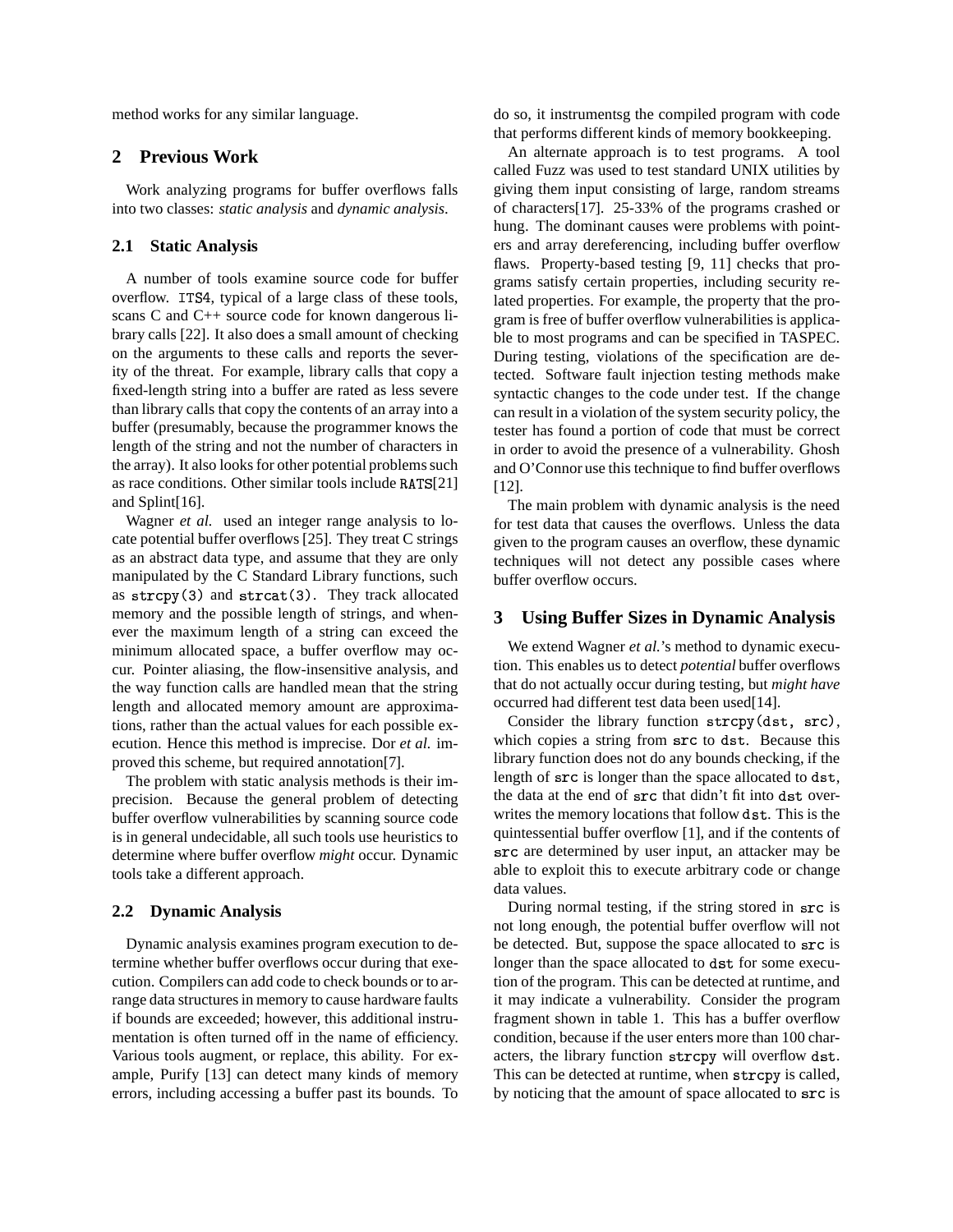method works for any similar language.

## 2 Previous Work

Work analyzing programs for buffer overflows falls into two classes: *static analysis* and *dynamic analysis*.

### 2.1 Static Analysis

A number of tools examine source code for buffer overflow. ITS4, typical of a large class of these tools, scans C and C++ source code for known dangerous library calls [22]. It also does a small amount of checking on the arguments to these calls and reports the severity of the threat. For example, library calls that copy a fixed-length string into a buffer are rated as less severe than library calls that copy the contents of an array into a buffer (presumably, because the programmer knows the length of the string and not the number of characters in the array). It also looks for other potential problems such as race conditions. Other similar tools include RATS[21] and Splint[16].

Wagner *et al.* used an integer range analysis to locate potential buffer overflows [25]. They treat C strings as an abstract data type, and assume that they are only manipulated by the C Standard Library functions, such as `strcpy(3)` and `strcat(3)`. They track allocated memory and the possible length of strings, and whenever the maximum length of a string can exceed the minimum allocated space, a buffer overflow may occur. Pointer aliasing, the flow-insensitive analysis, and the way function calls are handled mean that the string length and allocated memory amount are approximations, rather than the actual values for each possible execution. Hence this method is imprecise. Dor *et al.* improved this scheme, but required annotation[7].

The problem with static analysis methods is their imprecision. Because the general problem of detecting buffer overflow vulnerabilities by scanning source code is in general undecidable, all such tools use heuristics to determine where buffer overflow *might* occur. Dynamic tools take a different approach.

### 2.2 Dynamic Analysis

Dynamic analysis examines program execution to determine whether buffer overflows occur during that execution. Compilers can add code to check bounds or to arrange data structures in memory to cause hardware faults if bounds are exceeded; however, this additional instrumentation is often turned off in the name of efficiency. Various tools augment, or replace, this ability. For example, Purify [13] can detect many kinds of memory errors, including accessing a buffer past its bounds. To do so, it instrumentsg the compiled program with code that performs different kinds of memory bookkeeping.

An alternate approach is to test programs. A tool called Fuzz was used to test standard UNIX utilities by giving them input consisting of large, random streams of characters[17]. 25-33% of the programs crashed or hung. The dominant causes were problems with pointers and array dereferencing, including buffer overflow flaws. Property-based testing [9, 11] checks that programs satisfy certain properties, including security related properties. For example, the property that the program is free of buffer overflow vulnerabilities is applicable to most programs and can be specified in TASPEC. During testing, violations of the specification are detected. Software fault injection testing methods make syntactic changes to the code under test. If the change can result in a violation of the system security policy, the tester has found a portion of code that must be correct in order to avoid the presence of a vulnerability. Ghosh and O'Connor use this technique to find buffer overflows [12].

The main problem with dynamic analysis is the need for test data that causes the overflows. Unless the data given to the program causes an overflow, these dynamic techniques will not detect any possible cases where buffer overflow occurs.

## 3 Using Buffer Sizes in Dynamic Analysis

We extend Wagner *et al.*'s method to dynamic execution. This enables us to detect *potential* buffer overflows that do not actually occur during testing, but *might have* occurred had different test data been used[14].

Consider the library function `strcpy(dst, src)`, which copies a string from `src` to `dst`. Because this library function does not do any bounds checking, if the length of `src` is longer than the space allocated to `dst`, the data at the end of `src` that didn't fit into `dst` overwrites the memory locations that follow `dst`. This is the quintessential buffer overflow [1], and if the contents of `src` are determined by user input, an attacker may be able to exploit this to execute arbitrary code or change data values.

During normal testing, if the string stored in `src` is not long enough, the potential buffer overflow will not be detected. But, suppose the space allocated to `src` is longer than the space allocated to `dst` for some execution of the program. This can be detected at runtime, and it may indicate a vulnerability. Consider the program fragment shown in table 1. This has a buffer overflow condition, because if the user enters more than 100 characters, the library function `strcpy` will overflow `dst`. This can be detected at runtime, when `strcpy` is called, by noticing that the amount of space allocated to `src` is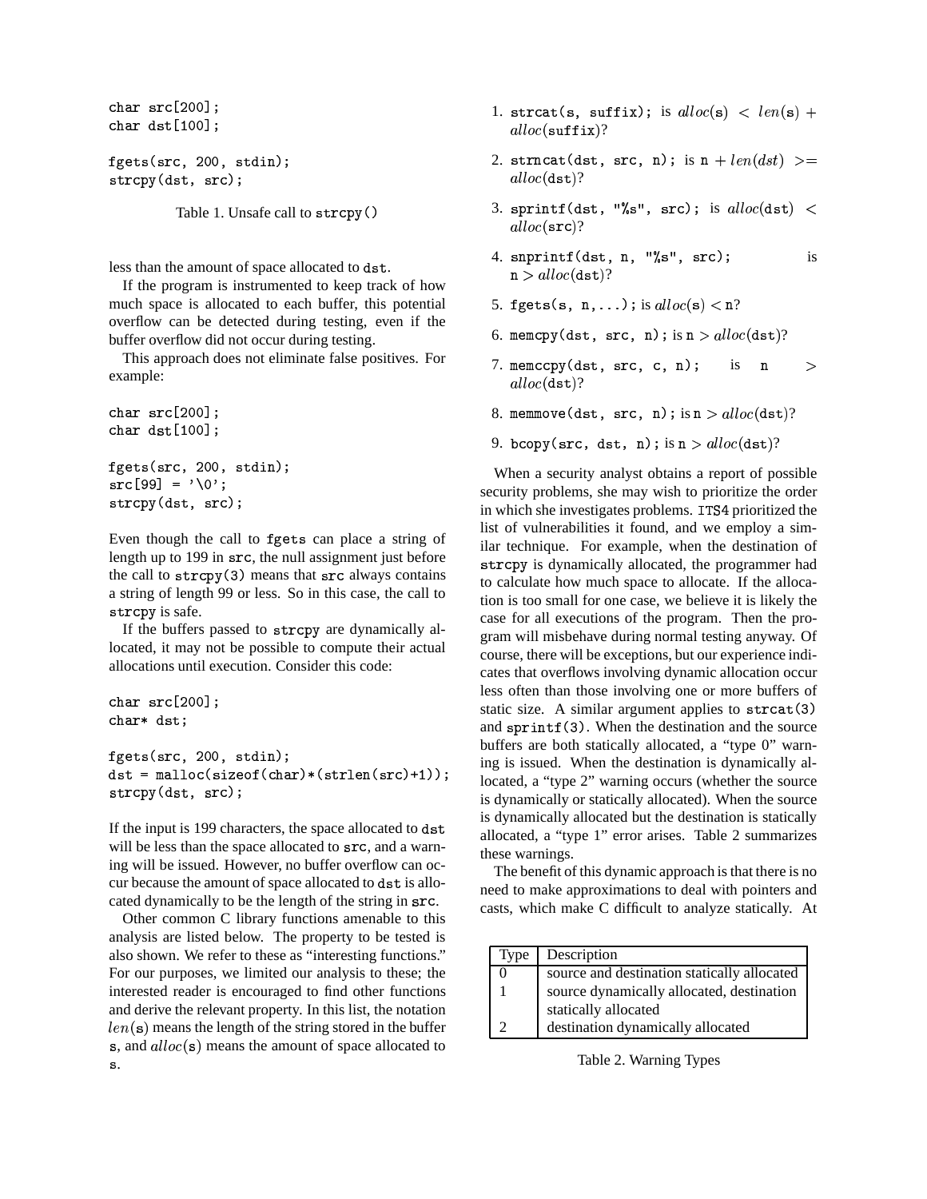```
char src[200];
char dst[100];

fgets(src, 200, stdin);
strcpy(dst, src);
```

Table 1. Unsafe call to `strcpy()`

less than the amount of space allocated to `dst`.

If the program is instrumented to keep track of how much space is allocated to each buffer, this potential overflow can be detected during testing, even if the buffer overflow did not occur during testing.

This approach does not eliminate false positives. For example:

```
char src[200];
char dst[100];

fgets(src, 200, stdin);
src[99] = '\0';
strcpy(dst, src);
```

Even though the call to `fgets` can place a string of length up to 199 in `src`, the null assignment just before the call to `strcpy(3)` means that `src` always contains a string of length 99 or less. So in this case, the call to `strcpy` is safe.

If the buffers passed to `strcpy` are dynamically allocated, it may not be possible to compute their actual allocations until execution. Consider this code:

```
char src[200];
char* dst;

fgets(src, 200, stdin);
dst = malloc(sizeof(char)*(strlen(src)+1));
strcpy(dst, src);
```

If the input is 199 characters, the space allocated to `dst` will be less than the space allocated to `src`, and a warning will be issued. However, no buffer overflow can occur because the amount of space allocated to `dst` is allocated dynamically to be the length of the string in `src`.

Other common C library functions amenable to this analysis are listed below. The property to be tested is also shown. We refer to these as "interesting functions." For our purposes, we limited our analysis to these; the interested reader is encouraged to find other functions and derive the relevant property. In this list, the notation $len(\texttt{s})$ means the length of the string stored in the buffer `s`, and $alloc(\texttt{s})$ means the amount of space allocated to `s`.

1. `strcat(s, suffix);` is $alloc(\texttt{s}) < len(\texttt{s}) + alloc(\texttt{suffix})$?
2. `strncat(dst, src, n);` is $\texttt{n} + len(dst) >= alloc(\texttt{dst})$?
3. `sprintf(dst, "%s", src);` is $alloc(\texttt{dst}) < alloc(\texttt{src})$?
4. `snprintf(dst, n, "%s", src);` is $\texttt{n} > alloc(\texttt{dst})$?
5. `fgets(s, n,...);` is $alloc(\texttt{s}) < \texttt{n}$?
6. `memcpy(dst, src, n);` is $\texttt{n} > alloc(\texttt{dst})$?
7. `memccpy(dst, src, c, n);` is $\texttt{n} > alloc(\texttt{dst})$?
8. `memmove(dst, src, n);` is $\texttt{n} > alloc(\texttt{dst})$?
9. `bcopy(src, dst, n);` is $\texttt{n} > alloc(\texttt{dst})$?

When a security analyst obtains a report of possible security problems, she may wish to prioritize the order in which she investigates problems. ITS4 prioritized the list of vulnerabilities it found, and we employ a similar technique. For example, when the destination of `strcpy` is dynamically allocated, the programmer had to calculate how much space to allocate. If the allocation is too small for one case, we believe it is likely the case for all executions of the program. Then the program will misbehave during normal testing anyway. Of course, there will be exceptions, but our experience indicates that overflows involving dynamic allocation occur less often than those involving one or more buffers of static size. A similar argument applies to `strcat(3)` and `sprintf(3)`. When the destination and the source buffers are both statically allocated, a "type 0" warning is issued. When the destination is dynamically allocated, a "type 2" warning occurs (whether the source is dynamically or statically allocated). When the source is dynamically allocated but the destination is statically allocated, a "type 1" error arises. Table 2 summarizes these warnings.

The benefit of this dynamic approach is that there is no need to make approximations to deal with pointers and casts, which make C difficult to analyze statically. At

| Type | Description |
|---|---|
| 0 | source and destination statically allocated |
| 1 | source dynamically allocated, destination statically allocated |
| 2 | destination dynamically allocated |

Table 2. Warning Types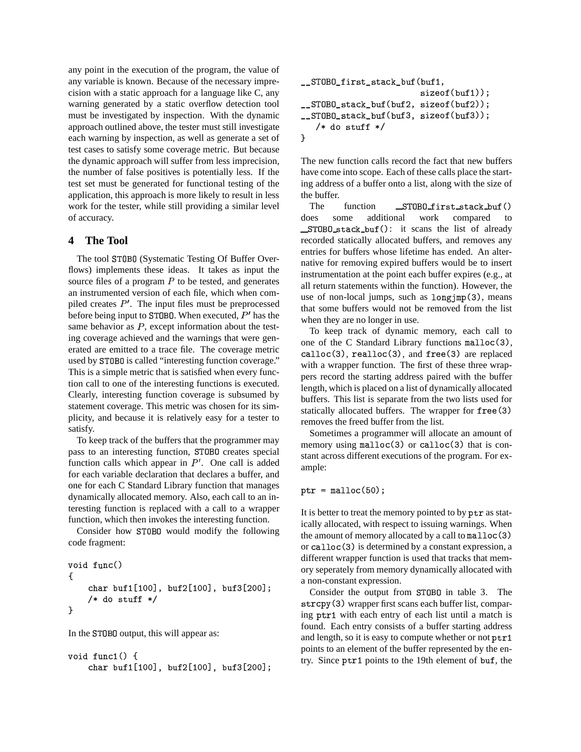any point in the execution of the program, the value of any variable is known. Because of the necessary imprecision with a static approach for a language like C, any warning generated by a static overflow detection tool must be investigated by inspection. With the dynamic approach outlined above, the tester must still investigate each warning by inspection, as well as generate a set of test cases to satisfy some coverage metric. But because the dynamic approach will suffer from less imprecision, the number of false positives is potentially less. If the test set must be generated for functional testing of the application, this approach is more likely to result in less work for the tester, while still providing a similar level of accuracy.

## 4 The Tool

The tool STOBO (Systematic Testing Of Buffer Overflows) implements these ideas. It takes as input the source files of a program $P$ to be tested, and generates an instrumented version of each file, which when compiled creates $P'$. The input files must be preprocessed before being input to STOBO. When executed, $P'$ has the same behavior as $P$, except information about the testing coverage achieved and the warnings that were generated are emitted to a trace file. The coverage metric used by STOBO is called "interesting function coverage." This is a simple metric that is satisfied when every function call to one of the interesting functions is executed. Clearly, interesting function coverage is subsumed by statement coverage. This metric was chosen for its simplicity, and because it is relatively easy for a tester to satisfy.

To keep track of the buffers that the programmer may pass to an interesting function, STOBO creates special function calls which appear in $P'$. One call is added for each variable declaration that declares a buffer, and one for each C Standard Library function that manages dynamically allocated memory. Also, each call to an interesting function is replaced with a call to a wrapper function, which then invokes the interesting function.

Consider how STOBO would modify the following code fragment:

```
void func()
{
    char buf1[100], buf2[100], buf3[200];
    /* do stuff */
}
```

In the STOBO output, this will appear as:

```
void func1() {
    char buf1[100], buf2[100], buf3[200];
__STOBO_first_stack_buf(buf1,
                        sizeof(buf1));
__STOBO_stack_buf(buf2, sizeof(buf2));
__STOBO_stack_buf(buf3, sizeof(buf3));
   /* do stuff */
}
```

The new function calls record the fact that new buffers have come into scope. Each of these calls place the starting address of a buffer onto a list, along with the size of the buffer.

The function __STOBO_first_stack_buf() does some additional work compared to __STOBO_stack_buf(): it scans the list of already recorded statically allocated buffers, and removes any entries for buffers whose lifetime has ended. An alternative for removing expired buffers would be to insert instrumentation at the point each buffer expires (e.g., at all return statements within the function). However, the use of non-local jumps, such as longjmp(3), means that some buffers would not be removed from the list when they are no longer in use.

To keep track of dynamic memory, each call to one of the C Standard Library functions malloc(3), calloc(3), realloc(3), and free(3) are replaced with a wrapper function. The first of these three wrappers record the starting address paired with the buffer length, which is placed on a list of dynamically allocated buffers. This list is separate from the two lists used for statically allocated buffers. The wrapper for free(3) removes the freed buffer from the list.

Sometimes a programmer will allocate an amount of memory using malloc(3) or calloc(3) that is constant across different executions of the program. For example:

```
ptr = malloc(50);
```

It is better to treat the memory pointed to by ptr as statically allocated, with respect to issuing warnings. When the amount of memory allocated by a call to malloc(3) or calloc(3) is determined by a constant expression, a different wrapper function is used that tracks that memory seperately from memory dynamically allocated with a non-constant expression.

Consider the output from STOBO in table 3. The strcpy(3) wrapper first scans each buffer list, comparing ptr1 with each entry of each list until a match is found. Each entry consists of a buffer starting address and length, so it is easy to compute whether or not ptr1 points to an element of the buffer represented by the entry. Since ptr1 points to the 19th element of buf, the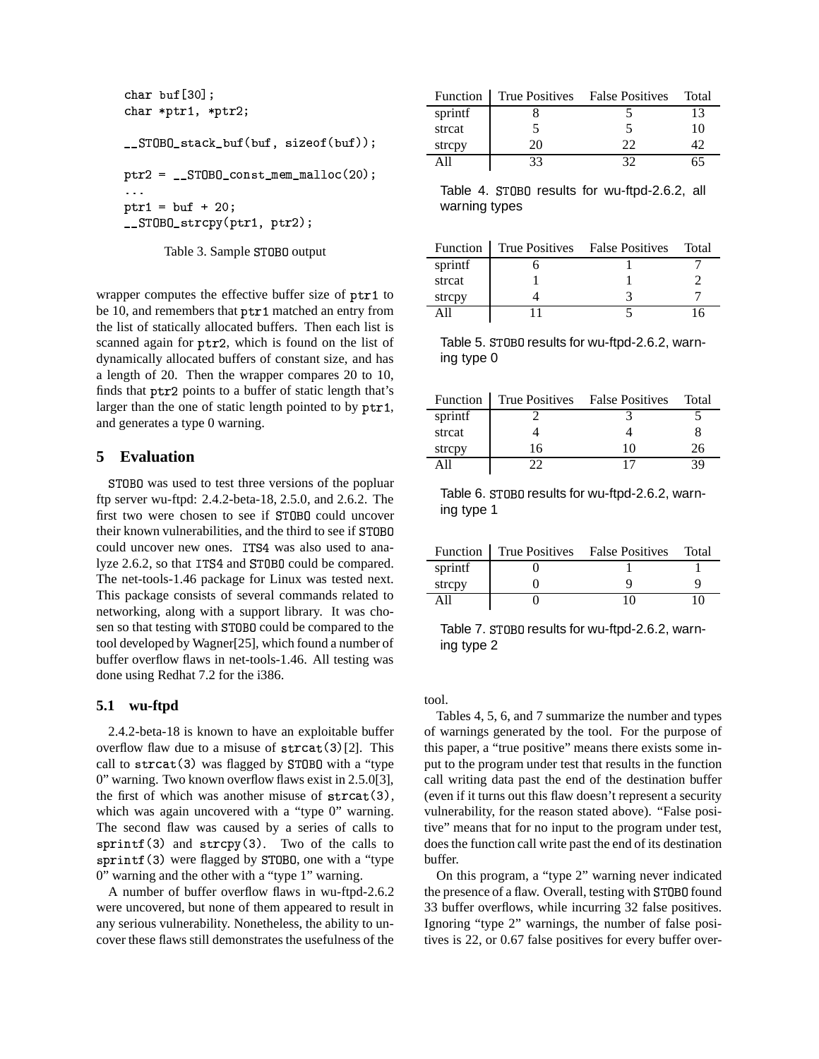```
char buf[30];
char *ptr1, *ptr2;

__STOBO_stack_buf(buf, sizeof(buf));

ptr2 = __STOBO_const_mem_malloc(20);
...
ptr1 = buf + 20;
__STOBO_strcpy(ptr1, ptr2);
```

Table 3. Sample STOBO output

wrapper computes the effective buffer size of ptr1 to be 10, and remembers that ptr1 matched an entry from the list of statically allocated buffers. Then each list is scanned again for ptr2, which is found on the list of dynamically allocated buffers of constant size, and has a length of 20. Then the wrapper compares 20 to 10, finds that ptr2 points to a buffer of static length that's larger than the one of static length pointed to by ptr1, and generates a type 0 warning.

## 5 Evaluation

STOBO was used to test three versions of the popluar ftp server wu-ftpd: 2.4.2-beta-18, 2.5.0, and 2.6.2. The first two were chosen to see if STOBO could uncover their known vulnerabilities, and the third to see if STOBO could uncover new ones. ITS4 was also used to analyze 2.6.2, so that ITS4 and STOBO could be compared. The net-tools-1.46 package for Linux was tested next. This package consists of several commands related to networking, along with a support library. It was chosen so that testing with STOBO could be compared to the tool developed by Wagner[25], which found a number of buffer overflow flaws in net-tools-1.46. All testing was done using Redhat 7.2 for the i386.

### 5.1 wu-ftpd

2.4.2-beta-18 is known to have an exploitable buffer overflow flaw due to a misuse of strcat(3)[2]. This call to strcat(3) was flagged by STOBO with a "type 0" warning. Two known overflow flaws exist in 2.5.0[3], the first of which was another misuse of strcat(3), which was again uncovered with a "type 0" warning. The second flaw was caused by a series of calls to sprintf(3) and strcpy(3). Two of the calls to sprintf(3) were flagged by STOBO, one with a "type 0" warning and the other with a "type 1" warning.

A number of buffer overflow flaws in wu-ftpd-2.6.2 were uncovered, but none of them appeared to result in any serious vulnerability. Nonetheless, the ability to uncover these flaws still demonstrates the usefulness of the tool.

| Function | True Positives | False Positives | Total |
|---|---|---|---|
| sprintf | 8 | 5 | 13 |
| strcat | 5 | 5 | 10 |
| strcpy | 20 | 22 | 42 |
| All | 33 | 32 | 65 |

Table 4. STOBO results for wu-ftpd-2.6.2, all warning types

| Function | True Positives | False Positives | Total |
|---|---|---|---|
| sprintf | 6 | 1 | 7 |
| strcat | 1 | 1 | 2 |
| strcpy | 4 | 3 | 7 |
| All | 11 | 5 | 16 |

Table 5. STOBO results for wu-ftpd-2.6.2, warning type 0

| Function | True Positives | False Positives | Total |
|---|---|---|---|
| sprintf | 2 | 3 | 5 |
| strcat | 4 | 4 | 8 |
| strcpy | 16 | 10 | 26 |
| All | 22 | 17 | 39 |

Table 6. STOBO results for wu-ftpd-2.6.2, warning type 1

| Function | True Positives | False Positives | Total |
|---|---|---|---|
| sprintf | 0 | 1 | 1 |
| strcpy | 0 | 9 | 9 |
| All | 0 | 10 | 10 |

Table 7. STOBO results for wu-ftpd-2.6.2, warning type 2

Tables 4, 5, 6, and 7 summarize the number and types of warnings generated by the tool. For the purpose of this paper, a "true positive" means there exists some input to the program under test that results in the function call writing data past the end of the destination buffer (even if it turns out this flaw doesn't represent a security vulnerability, for the reason stated above). "False positive" means that for no input to the program under test, does the function call write past the end of its destination buffer.

On this program, a "type 2" warning never indicated the presence of a flaw. Overall, testing with STOBO found 33 buffer overflows, while incurring 32 false positives. Ignoring "type 2" warnings, the number of false positives is 22, or 0.67 false positives for every buffer over-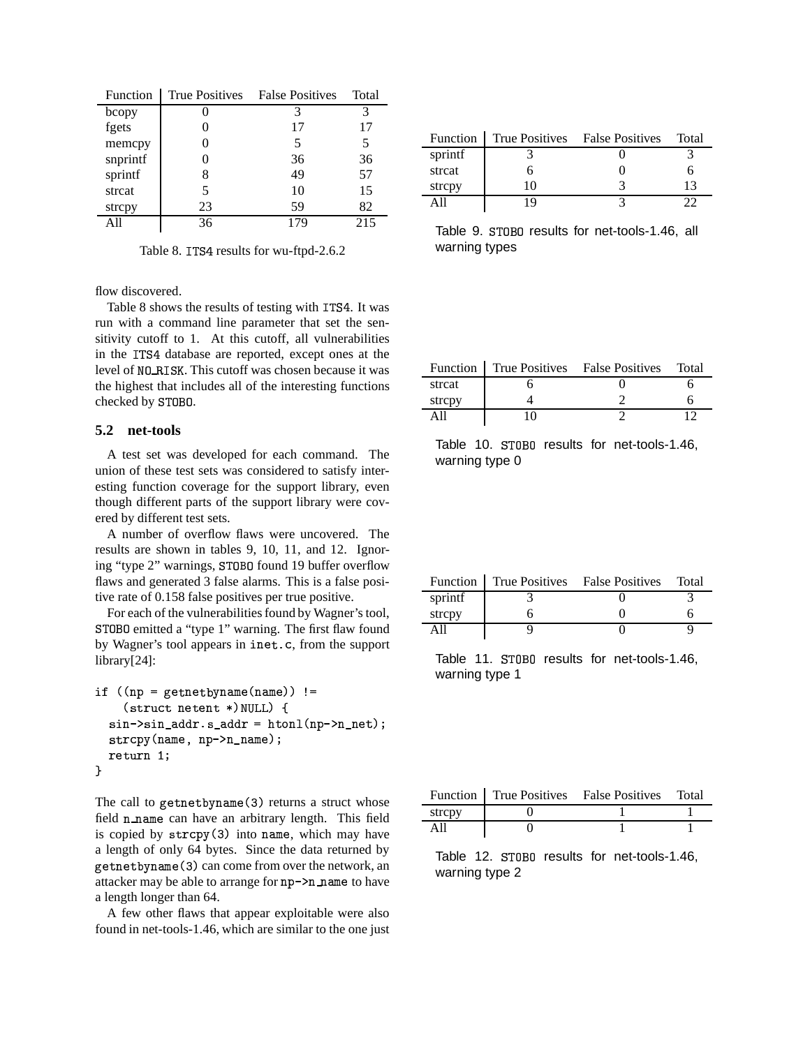| Function | True Positives | False Positives | Total |
|---|---|---|---|
| bcopy | 0 | 3 | 3 |
| fgets | 0 | 17 | 17 |
| memcpy | 0 | 5 | 5 |
| snprintf | 0 | 36 | 36 |
| sprintf | 8 | 49 | 57 |
| strcat | 5 | 10 | 15 |
| strcpy | 23 | 59 | 82 |
| All | 36 | 179 | 215 |

Table 8. ITS4 results for wu-ftpd-2.6.2

flow discovered.

Table 8 shows the results of testing with ITS4. It was run with a command line parameter that set the sensitivity cutoff to 1. At this cutoff, all vulnerabilities in the ITS4 database are reported, except ones at the level of NO_RISK. This cutoff was chosen because it was the highest that includes all of the interesting functions checked by STOBO.

### 5.2 net-tools

A test set was developed for each command. The union of these test sets was considered to satisfy interesting function coverage for the support library, even though different parts of the support library were covered by different test sets.

A number of overflow flaws were uncovered. The results are shown in tables 9, 10, 11, and 12. Ignoring "type 2" warnings, STOBO found 19 buffer overflow flaws and generated 3 false alarms. This is a false positive rate of 0.158 false positives per true positive.

For each of the vulnerabilities found by Wagner's tool, STOBO emitted a "type 1" warning. The first flaw found by Wagner's tool appears in inet.c, from the support library[24]:

```
if ((np = getnetbyname(name)) !=
    (struct netent *)NULL) {
  sin->sin_addr.s_addr = htonl(np->n_net);
  strcpy(name, np->n_name);
  return 1;
}
```

The call to getnetbyname(3) returns a struct whose field n_name can have an arbitrary length. This field is copied by strcpy(3) into name, which may have a length of only 64 bytes. Since the data returned by getnetbyname(3) can come from over the network, an attacker may be able to arrange for np->n_name to have a length longer than 64.

A few other flaws that appear exploitable were also found in net-tools-1.46, which are similar to the one just

| Function | True Positives | False Positives | Total |
|---|---|---|---|
| sprintf | 3 | 0 | 3 |
| strcat | 6 | 0 | 6 |
| strcpy | 10 | 3 | 13 |
| All | 19 | 3 | 22 |

Table 9. STOBO results for net-tools-1.46, all warning types

| Function | True Positives | False Positives | Total |
|---|---|---|---|
| strcat | 6 | 0 | 6 |
| strcpy | 4 | 2 | 6 |
| All | 10 | 2 | 12 |

Table 10. STOBO results for net-tools-1.46, warning type 0

| Function | True Positives | False Positives | Total |
|---|---|---|---|
| sprintf | 3 | 0 | 3 |
| strcpy | 6 | 0 | 6 |
| All | 9 | 0 | 9 |

Table 11. STOBO results for net-tools-1.46, warning type 1

| Function | True Positives | False Positives | Total |
|---|---|---|---|
| strcpy | 0 | 1 | 1 |
| All | 0 | 1 | 1 |

Table 12. STOBO results for net-tools-1.46, warning type 2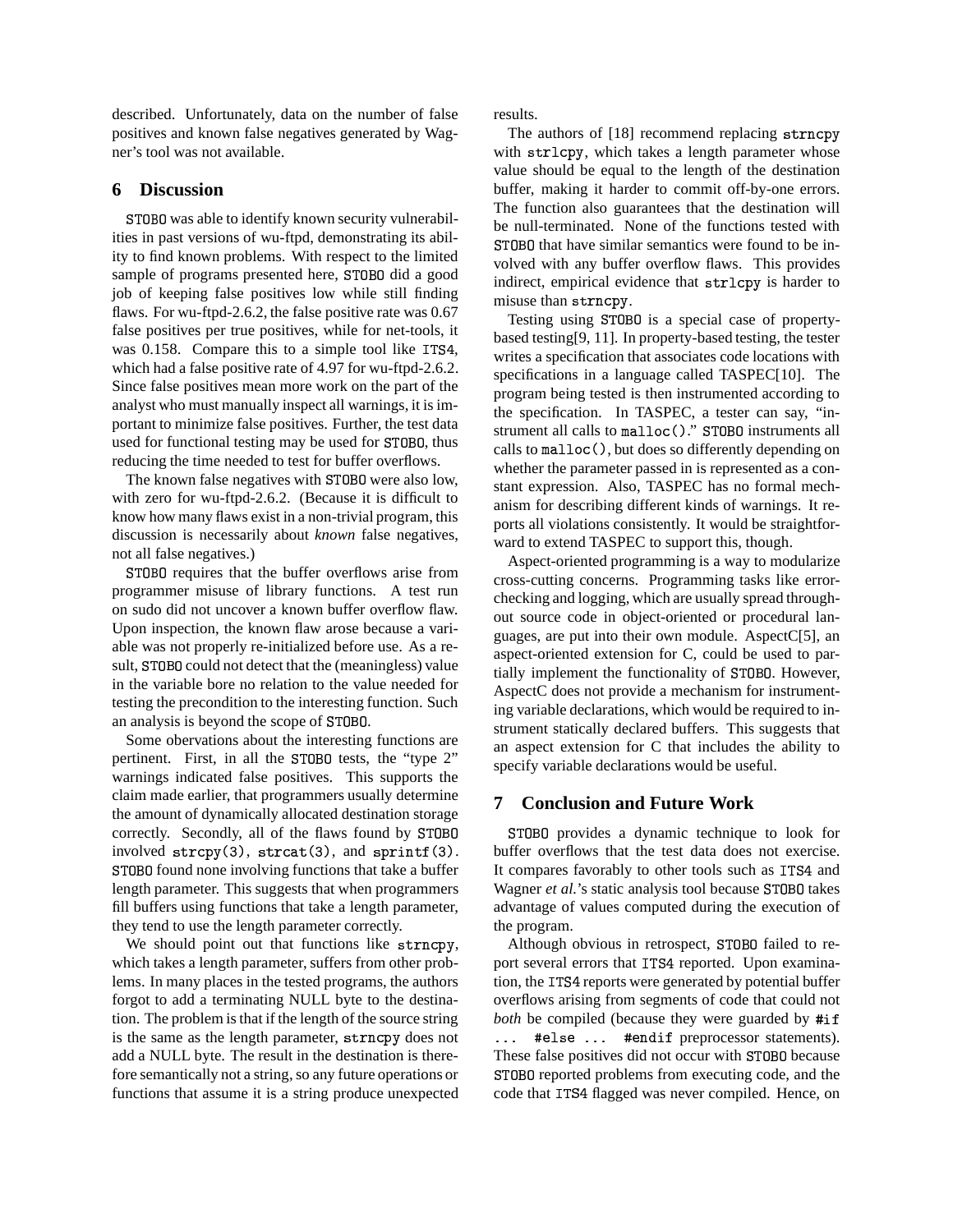described. Unfortunately, data on the number of false positives and known false negatives generated by Wagner's tool was not available.

## 6 Discussion

STOBO was able to identify known security vulnerabilities in past versions of wu-ftpd, demonstrating its ability to find known problems. With respect to the limited sample of programs presented here, STOBO did a good job of keeping false positives low while still finding flaws. For wu-ftpd-2.6.2, the false positive rate was 0.67 false positives per true positives, while for net-tools, it was 0.158. Compare this to a simple tool like ITS4, which had a false positive rate of 4.97 for wu-ftpd-2.6.2. Since false positives mean more work on the part of the analyst who must manually inspect all warnings, it is important to minimize false positives. Further, the test data used for functional testing may be used for STOBO, thus reducing the time needed to test for buffer overflows.

The known false negatives with STOBO were also low, with zero for wu-ftpd-2.6.2. (Because it is difficult to know how many flaws exist in a non-trivial program, this discussion is necessarily about *known* false negatives, not all false negatives.)

STOBO requires that the buffer overflows arise from programmer misuse of library functions. A test run on sudo did not uncover a known buffer overflow flaw. Upon inspection, the known flaw arose because a variable was not properly re-initialized before use. As a result, STOBO could not detect that the (meaningless) value in the variable bore no relation to the value needed for testing the precondition to the interesting function. Such an analysis is beyond the scope of STOBO.

Some obervations about the interesting functions are pertinent. First, in all the STOBO tests, the "type 2" warnings indicated false positives. This supports the claim made earlier, that programmers usually determine the amount of dynamically allocated destination storage correctly. Secondly, all of the flaws found by STOBO involved `strcpy(3)`, `strcat(3)`, and `sprintf(3)`. STOBO found none involving functions that take a buffer length parameter. This suggests that when programmers fill buffers using functions that take a length parameter, they tend to use the length parameter correctly.

We should point out that functions like `strncpy`, which takes a length parameter, suffers from other problems. In many places in the tested programs, the authors forgot to add a terminating NULL byte to the destination. The problem is that if the length of the source string is the same as the length parameter, `strncpy` does not add a NULL byte. The result in the destination is therefore semantically not a string, so any future operations or functions that assume it is a string produce unexpected results.

The authors of [18] recommend replacing `strncpy` with `strlcpy`, which takes a length parameter whose value should be equal to the length of the destination buffer, making it harder to commit off-by-one errors. The function also guarantees that the destination will be null-terminated. None of the functions tested with STOBO that have similar semantics were found to be involved with any buffer overflow flaws. This provides indirect, empirical evidence that `strlcpy` is harder to misuse than `strncpy`.

Testing using STOBO is a special case of property-based testing[9, 11]. In property-based testing, the tester writes a specification that associates code locations with specifications in a language called TASPEC[10]. The program being tested is then instrumented according to the specification. In TASPEC, a tester can say, "instrument all calls to `malloc()`." STOBO instruments all calls to `malloc()`, but does so differently depending on whether the parameter passed in is represented as a constant expression. Also, TASPEC has no formal mechanism for describing different kinds of warnings. It reports all violations consistently. It would be straightforward to extend TASPEC to support this, though.

Aspect-oriented programming is a way to modularize cross-cutting concerns. Programming tasks like error-checking and logging, which are usually spread throughout source code in object-oriented or procedural languages, are put into their own module. AspectC[5], an aspect-oriented extension for C, could be used to partially implement the functionality of STOBO. However, AspectC does not provide a mechanism for instrumenting variable declarations, which would be required to instrument statically declared buffers. This suggests that an aspect extension for C that includes the ability to specify variable declarations would be useful.

## 7 Conclusion and Future Work

STOBO provides a dynamic technique to look for buffer overflows that the test data does not exercise. It compares favorably to other tools such as ITS4 and Wagner *et al.*'s static analysis tool because STOBO takes advantage of values computed during the execution of the program.

Although obvious in retrospect, STOBO failed to report several errors that ITS4 reported. Upon examination, the ITS4 reports were generated by potential buffer overflows arising from segments of code that could not *both* be compiled (because they were guarded by `#if ... #else ... #endif` preprocessor statements). These false positives did not occur with STOBO because STOBO reported problems from executing code, and the code that ITS4 flagged was never compiled. Hence, on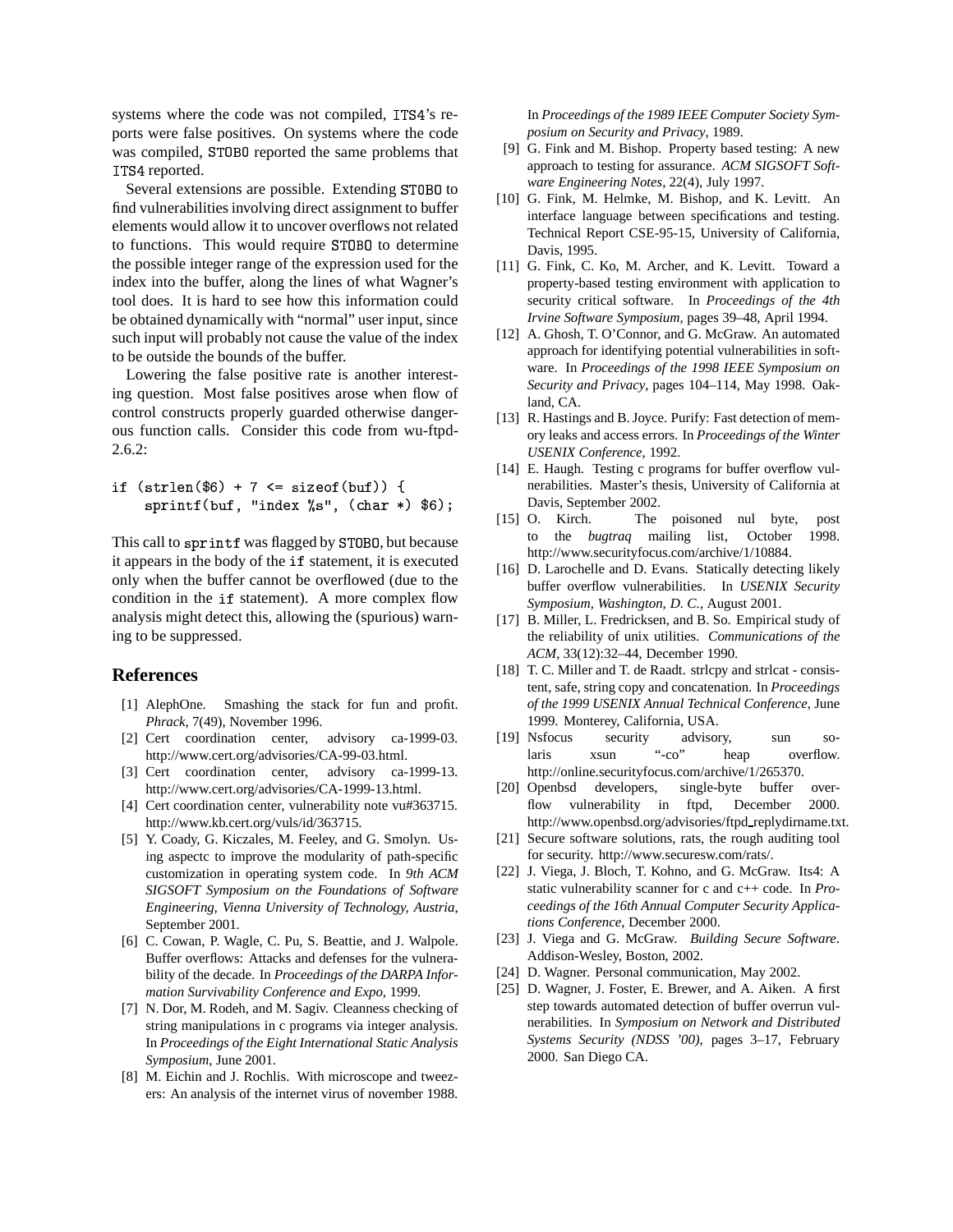systems where the code was not compiled, ITS4's reports were false positives. On systems where the code was compiled, STOBO reported the same problems that ITS4 reported.

Several extensions are possible. Extending STOBO to find vulnerabilities involving direct assignment to buffer elements would allow it to uncover overflows not related to functions. This would require STOBO to determine the possible integer range of the expression used for the index into the buffer, along the lines of what Wagner's tool does. It is hard to see how this information could be obtained dynamically with "normal" user input, since such input will probably not cause the value of the index to be outside the bounds of the buffer.

Lowering the false positive rate is another interesting question. Most false positives arose when flow of control constructs properly guarded otherwise dangerous function calls. Consider this code from wu-ftpd-2.6.2:

```
if (strlen($6) + 7 <= sizeof(buf)) {
    sprintf(buf, "index %s", (char *) $6);
```

This call to sprintf was flagged by STOBO, but because it appears in the body of the if statement, it is executed only when the buffer cannot be overflowed (due to the condition in the if statement). A more complex flow analysis might detect this, allowing the (spurious) warning to be suppressed.

## References

[1] AlephOne. Smashing the stack for fun and profit. *Phrack*, 7(49), November 1996.

[2] Cert coordination center, advisory ca-1999-03. http://www.cert.org/advisories/CA-99-03.html.

[3] Cert coordination center, advisory ca-1999-13. http://www.cert.org/advisories/CA-1999-13.html.

[4] Cert coordination center, vulnerability note vu#363715. http://www.kb.cert.org/vuls/id/363715.

[5] Y. Coady, G. Kiczales, M. Feeley, and G. Smolyn. Using aspectc to improve the modularity of path-specific customization in operating system code. In *9th ACM SIGSOFT Symposium on the Foundations of Software Engineering, Vienna University of Technology, Austria*, September 2001.

[6] C. Cowan, P. Wagle, C. Pu, S. Beattie, and J. Walpole. Buffer overflows: Attacks and defenses for the vulnerability of the decade. In *Proceedings of the DARPA Information Survivability Conference and Expo*, 1999.

[7] N. Dor, M. Rodeh, and M. Sagiv. Cleanness checking of string manipulations in c programs via integer analysis. In *Proceedings of the Eight International Static Analysis Symposium*, June 2001.

[8] M. Eichin and J. Rochlis. With microscope and tweezers: An analysis of the internet virus of november 1988. In *Proceedings of the 1989 IEEE Computer Society Symposium on Security and Privacy*, 1989.

[9] G. Fink and M. Bishop. Property based testing: A new approach to testing for assurance. *ACM SIGSOFT Software Engineering Notes*, 22(4), July 1997.

[10] G. Fink, M. Helmke, M. Bishop, and K. Levitt. An interface language between specifications and testing. Technical Report CSE-95-15, University of California, Davis, 1995.

[11] G. Fink, C. Ko, M. Archer, and K. Levitt. Toward a property-based testing environment with application to security critical software. In *Proceedings of the 4th Irvine Software Symposium*, pages 39–48, April 1994.

[12] A. Ghosh, T. O'Connor, and G. McGraw. An automated approach for identifying potential vulnerabilities in software. In *Proceedings of the 1998 IEEE Symposium on Security and Privacy*, pages 104–114, May 1998. Oakland, CA.

[13] R. Hastings and B. Joyce. Purify: Fast detection of memory leaks and access errors. In *Proceedings of the Winter USENIX Conference*, 1992.

[14] E. Haugh. Testing c programs for buffer overflow vulnerabilities. Master's thesis, University of California at Davis, September 2002.

[15] O. Kirch. The poisoned nul byte, post to the *bugtraq* mailing list, October 1998. http://www.securityfocus.com/archive/1/10884.

[16] D. Larochelle and D. Evans. Statically detecting likely buffer overflow vulnerabilities. In *USENIX Security Symposium, Washington, D. C.*, August 2001.

[17] B. Miller, L. Fredricksen, and B. So. Empirical study of the reliability of unix utilities. *Communications of the ACM*, 33(12):32–44, December 1990.

[18] T. C. Miller and T. de Raadt. strlcpy and strlcat - consistent, safe, string copy and concatenation. In *Proceedings of the 1999 USENIX Annual Technical Conference*, June 1999. Monterey, California, USA.

[19] Nsfocus security advisory, sun solaris xsun "-co" heap overflow. http://online.securityfocus.com/archive/1/265370.

[20] Openbsd developers, single-byte buffer overflow vulnerability in ftpd, December 2000. http://www.openbsd.org/advisories/ftpd_replydirname.txt.

[21] Secure software solutions, rats, the rough auditing tool for security. http://www.securesw.com/rats/.

[22] J. Viega, J. Bloch, T. Kohno, and G. McGraw. Its4: A static vulnerability scanner for c and c++ code. In *Proceedings of the 16th Annual Computer Security Applications Conference*, December 2000.

[23] J. Viega and G. McGraw. *Building Secure Software*. Addison-Wesley, Boston, 2002.

[24] D. Wagner. Personal communication, May 2002.

[25] D. Wagner, J. Foster, E. Brewer, and A. Aiken. A first step towards automated detection of buffer overrun vulnerabilities. In *Symposium on Network and Distributed Systems Security (NDSS '00)*, pages 3–17, February 2000. San Diego CA.